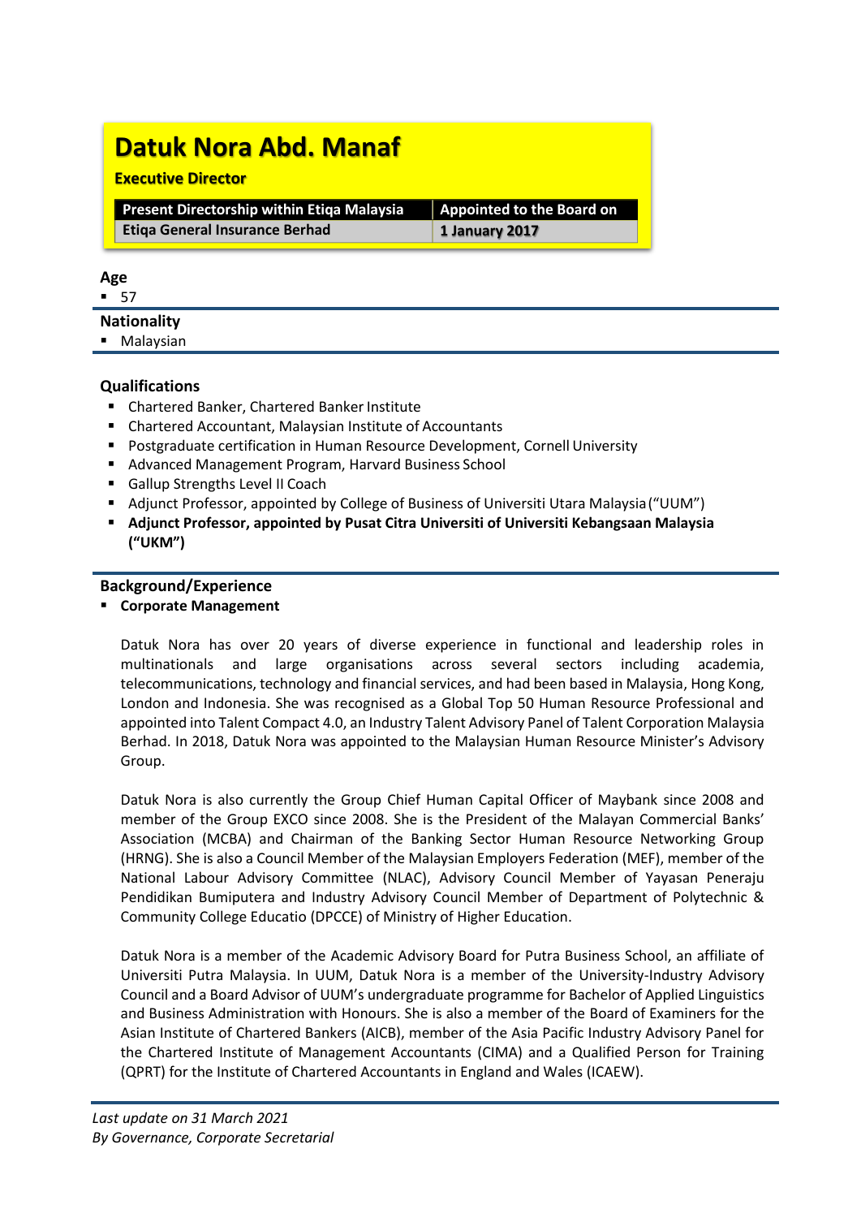# Datuk Nora Abd. Manaf

**Executive Director**

| Present Directorship within Etiqa Malaysia | Appointed to the Board on |
|---|---|
| Etiqa General Insurance Berhad | 1 January 2017 |

## Age

- 57

## Nationality

- Malaysian

## Qualifications

- Chartered Banker, Chartered Banker Institute
- Chartered Accountant, Malaysian Institute of Accountants
- Postgraduate certification in Human Resource Development, Cornell University
- Advanced Management Program, Harvard Business School
- Gallup Strengths Level II Coach
- Adjunct Professor, appointed by College of Business of Universiti Utara Malaysia ("UUM")
- **Adjunct Professor, appointed by Pusat Citra Universiti of Universiti Kebangsaan Malaysia ("UKM")**

## Background/Experience

- **Corporate Management**

Datuk Nora has over 20 years of diverse experience in functional and leadership roles in multinationals and large organisations across several sectors including academia, telecommunications, technology and financial services, and had been based in Malaysia, Hong Kong, London and Indonesia. She was recognised as a Global Top 50 Human Resource Professional and appointed into Talent Compact 4.0, an Industry Talent Advisory Panel of Talent Corporation Malaysia Berhad. In 2018, Datuk Nora was appointed to the Malaysian Human Resource Minister's Advisory Group.

Datuk Nora is also currently the Group Chief Human Capital Officer of Maybank since 2008 and member of the Group EXCO since 2008. She is the President of the Malayan Commercial Banks' Association (MCBA) and Chairman of the Banking Sector Human Resource Networking Group (HRNG). She is also a Council Member of the Malaysian Employers Federation (MEF), member of the National Labour Advisory Committee (NLAC), Advisory Council Member of Yayasan Peneraju Pendidikan Bumiputera and Industry Advisory Council Member of Department of Polytechnic & Community College Educatio (DPCCE) of Ministry of Higher Education.

Datuk Nora is a member of the Academic Advisory Board for Putra Business School, an affiliate of Universiti Putra Malaysia. In UUM, Datuk Nora is a member of the University-Industry Advisory Council and a Board Advisor of UUM's undergraduate programme for Bachelor of Applied Linguistics and Business Administration with Honours. She is also a member of the Board of Examiners for the Asian Institute of Chartered Bankers (AICB), member of the Asia Pacific Industry Advisory Panel for the Chartered Institute of Management Accountants (CIMA) and a Qualified Person for Training (QPRT) for the Institute of Chartered Accountants in England and Wales (ICAEW).

*Last update on 31 March 2021*
*By Governance, Corporate Secretarial*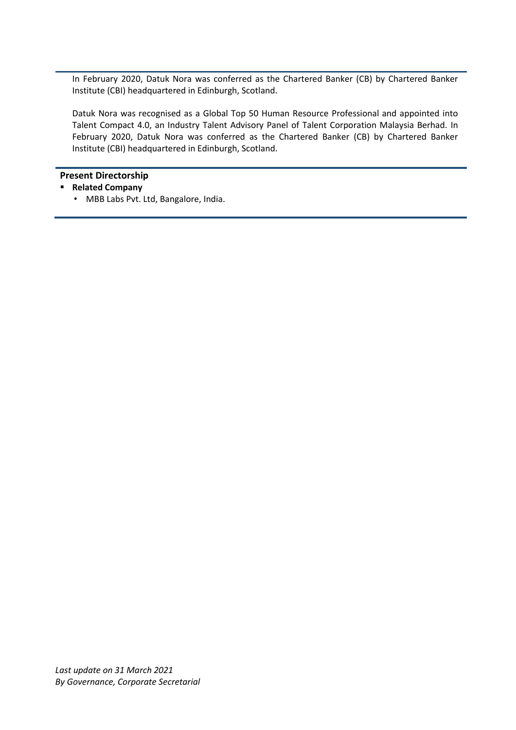In February 2020, Datuk Nora was conferred as the Chartered Banker (CB) by Chartered Banker Institute (CBI) headquartered in Edinburgh, Scotland.

Datuk Nora was recognised as a Global Top 50 Human Resource Professional and appointed into Talent Compact 4.0, an Industry Talent Advisory Panel of Talent Corporation Malaysia Berhad. In February 2020, Datuk Nora was conferred as the Chartered Banker (CB) by Chartered Banker Institute (CBI) headquartered in Edinburgh, Scotland.

**Present Directorship**

- **Related Company**
  - MBB Labs Pvt. Ltd, Bangalore, India.

*Last update on 31 March 2021*
*By Governance, Corporate Secretarial*